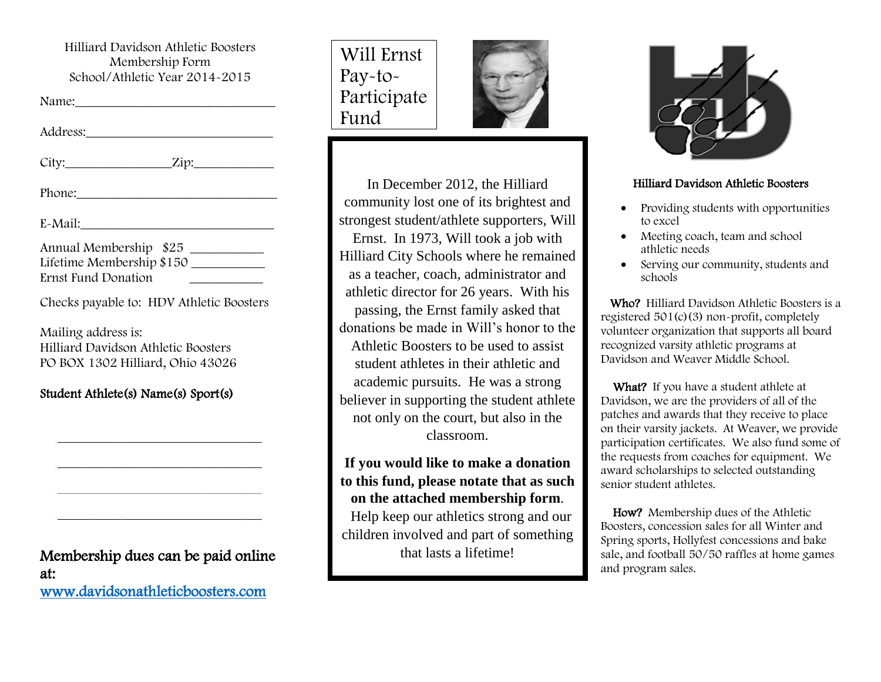# Hilliard Davidson Athletic Boosters
## Membership Form
### School/Athletic Year 2014-2015

Name:_______________________________

Address:_____________________________

City:________________Zip:____________

Phone:______________________________

E-Mail:______________________________

Annual Membership $25 __________
Lifetime Membership $150 __________
Ernst Fund Donation __________

Checks payable to: HDV Athletic Boosters

Mailing address is:
Hilliard Davidson Athletic Boosters
PO BOX 1302 Hilliard, Ohio 43026

**Student Athlete(s) Name(s) Sport(s)**

_______________________________

_______________________________

_______________________________

_______________________________

**Membership dues can be paid online at:**
**www.davidsonathleticboosters.com**

# Will Ernst Pay-to-Participate Fund

In December 2012, the Hilliard community lost one of its brightest and strongest student/athlete supporters, Will Ernst. In 1973, Will took a job with Hilliard City Schools where he remained as a teacher, coach, administrator and athletic director for 26 years. With his passing, the Ernst family asked that donations be made in Will's honor to the Athletic Boosters to be used to assist student athletes in their athletic and academic pursuits. He was a strong believer in supporting the student athlete not only on the court, but also in the classroom.

**If you would like to make a donation to this fund, please notate that as such on the attached membership form.** Help keep our athletics strong and our children involved and part of something that lasts a lifetime!

## Hilliard Davidson Athletic Boosters

- Providing students with opportunities to excel
- Meeting coach, team and school athletic needs
- Serving our community, students and schools

**Who?** Hilliard Davidson Athletic Boosters is a registered 501(c)(3) non-profit, completely volunteer organization that supports all board recognized varsity athletic programs at Davidson and Weaver Middle School.

**What?** If you have a student athlete at Davidson, we are the providers of all of the patches and awards that they receive to place on their varsity jackets. At Weaver, we provide participation certificates. We also fund some of the requests from coaches for equipment. We award scholarships to selected outstanding senior student athletes.

**How?** Membership dues of the Athletic Boosters, concession sales for all Winter and Spring sports, Hollyfest concessions and bake sale, and football 50/50 raffles at home games and program sales.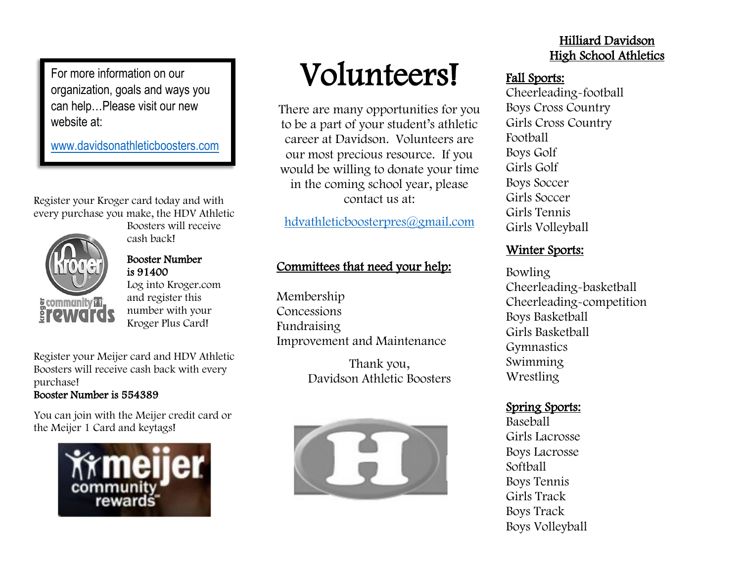For more information on our organization, goals and ways you can help…Please visit our new website at:

www.davidsonathleticboosters.com

Register your Kroger card today and with every purchase you make, the HDV Athletic Boosters will receive cash back!

**Booster Number is 91400**

Log into Kroger.com and register this number with your Kroger Plus Card!

Register your Meijer card and HDV Athletic Boosters will receive cash back with every purchase!

**Booster Number is 554389**

You can join with the Meijer credit card or the Meijer 1 Card and keytags!

# Volunteers!

There are many opportunities for you to be a part of your student's athletic career at Davidson. Volunteers are our most precious resource. If you would be willing to donate your time in the coming school year, please contact us at:

hdvathleticboosterpres@gmail.com

## Committees that need your help:

Membership
Concessions
Fundraising
Improvement and Maintenance

Thank you,
Davidson Athletic Boosters

## Hilliard Davidson High School Athletics

### Fall Sports:

Cheerleading-football
Boys Cross Country
Girls Cross Country
Football
Boys Golf
Girls Golf
Boys Soccer
Girls Soccer
Girls Tennis
Girls Volleyball

### Winter Sports:

Bowling
Cheerleading-basketball
Cheerleading-competition
Boys Basketball
Girls Basketball
Gymnastics
Swimming
Wrestling

### Spring Sports:

Baseball
Girls Lacrosse
Boys Lacrosse
Softball
Boys Tennis
Girls Track
Boys Track
Boys Volleyball